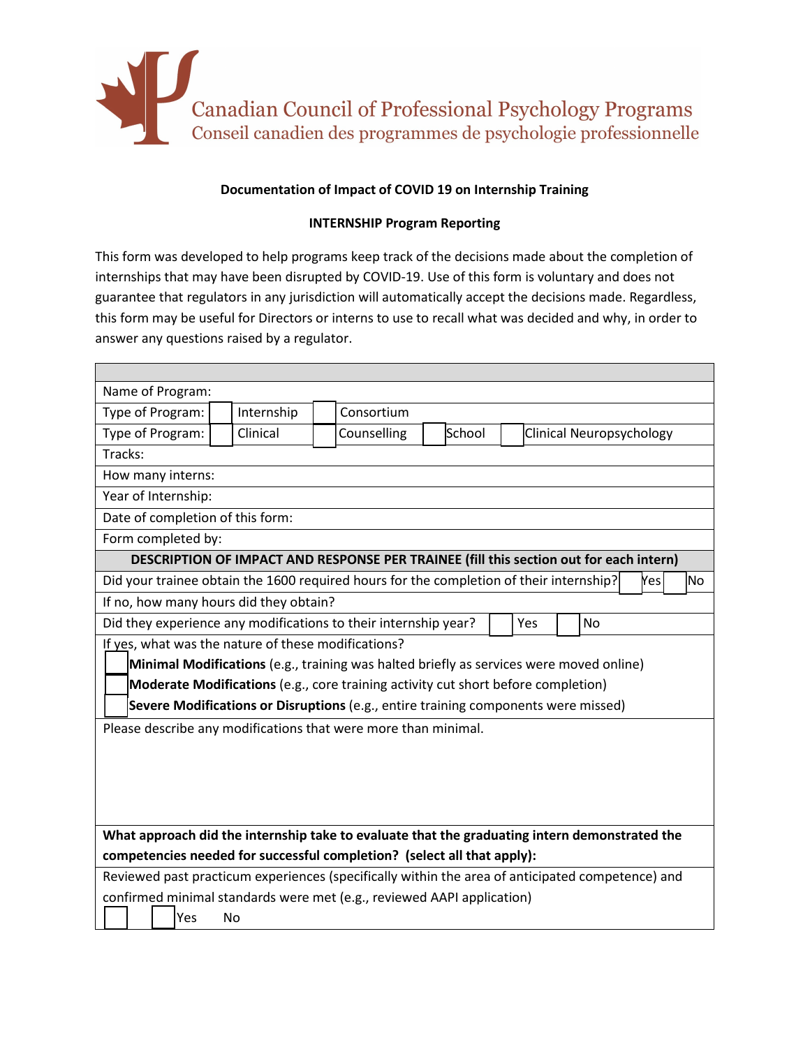Canadian Council of Professional Psychology Programs
Conseil canadien des programmes de psychologie professionnelle

**Documentation of Impact of COVID 19 on Internship Training**

**INTERNSHIP Program Reporting**

This form was developed to help programs keep track of the decisions made about the completion of internships that may have been disrupted by COVID-19. Use of this form is voluntary and does not guarantee that regulators in any jurisdiction will automatically accept the decisions made. Regardless, this form may be useful for Directors or interns to use to recall what was decided and why, in order to answer any questions raised by a regulator.

| |
|---|
| Name of Program: |
| Type of Program: ☐ Internship ☐ Consortium |
| Type of Program: ☐ Clinical ☐ Counselling ☐ School ☐ Clinical Neuropsychology |
| Tracks: |
| How many interns: |
| Year of Internship: |
| Date of completion of this form: |
| Form completed by: |
| **DESCRIPTION OF IMPACT AND RESPONSE PER TRAINEE (fill this section out for each intern)** |
| Did your trainee obtain the 1600 required hours for the completion of their internship? ☐ Yes ☐ No |
| If no, how many hours did they obtain? |
| Did they experience any modifications to their internship year? ☐ Yes ☐ No |
| If yes, what was the nature of these modifications?<br>☐ **Minimal Modifications** (e.g., training was halted briefly as services were moved online)<br>☐ **Moderate Modifications** (e.g., core training activity cut short before completion)<br>☐ **Severe Modifications or Disruptions** (e.g., entire training components were missed) |
| Please describe any modifications that were more than minimal. |
| **What approach did the internship take to evaluate that the graduating intern demonstrated the competencies needed for successful completion? (select all that apply):** |
| Reviewed past practicum experiences (specifically within the area of anticipated competence) and confirmed minimal standards were met (e.g., reviewed AAPI application)<br>☐ ☐ Yes No |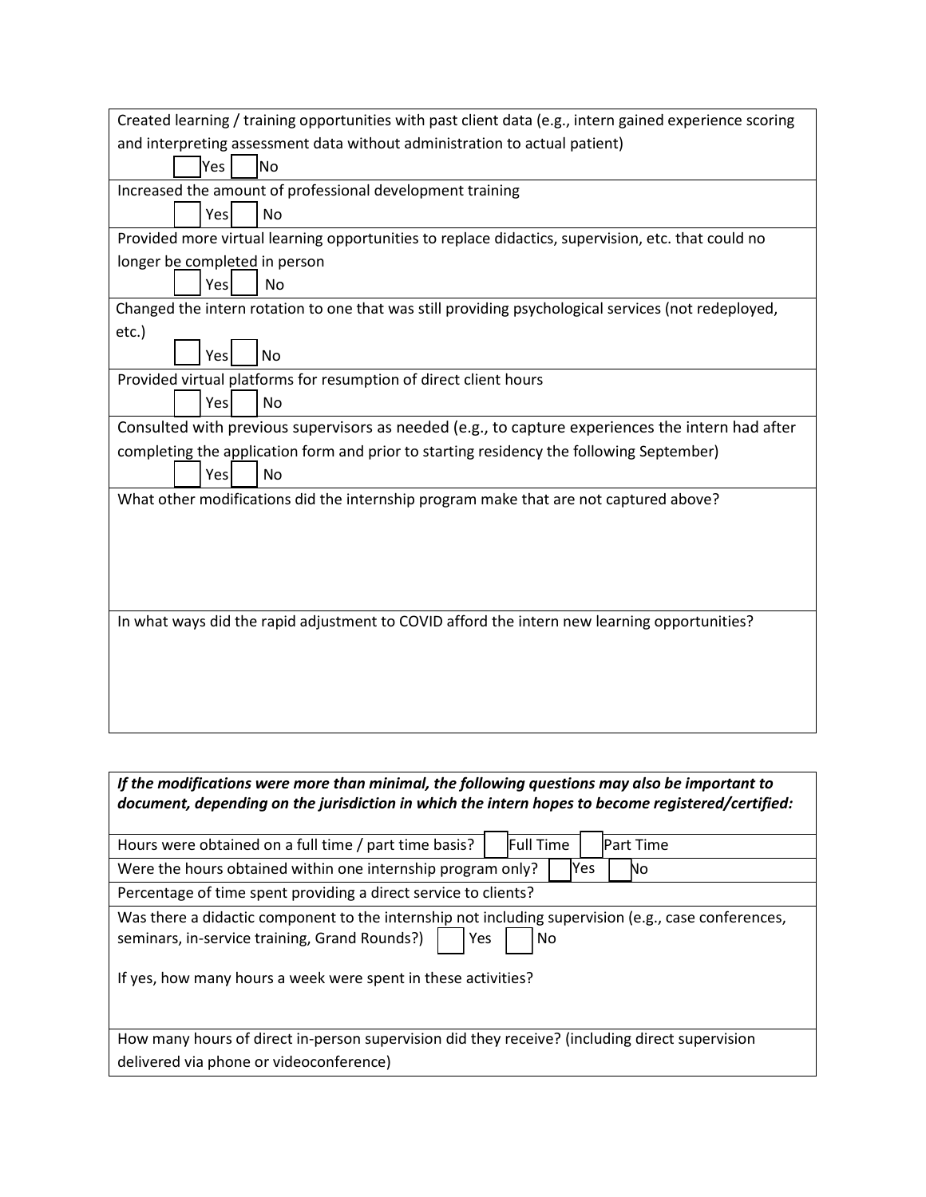Created learning / training opportunities with past client data (e.g., intern gained experience scoring and interpreting assessment data without administration to actual patient)

☐ Yes ☐ No

Increased the amount of professional development training

☐ Yes ☐ No

Provided more virtual learning opportunities to replace didactics, supervision, etc. that could no longer be completed in person

☐ Yes ☐ No

Changed the intern rotation to one that was still providing psychological services (not redeployed, etc.)

☐ Yes ☐ No

Provided virtual platforms for resumption of direct client hours

☐ Yes ☐ No

Consulted with previous supervisors as needed (e.g., to capture experiences the intern had after completing the application form and prior to starting residency the following September)

☐ Yes ☐ No

What other modifications did the internship program make that are not captured above?

In what ways did the rapid adjustment to COVID afford the intern new learning opportunities?

***If the modifications were more than minimal, the following questions may also be important to document, depending on the jurisdiction in which the intern hopes to become registered/certified:***

Hours were obtained on a full time / part time basis? ☐ Full Time ☐ Part Time

Were the hours obtained within one internship program only? ☐ Yes ☐ No

Percentage of time spent providing a direct service to clients?

Was there a didactic component to the internship not including supervision (e.g., case conferences, seminars, in-service training, Grand Rounds?) ☐ Yes ☐ No

If yes, how many hours a week were spent in these activities?

How many hours of direct in-person supervision did they receive? (including direct supervision delivered via phone or videoconference)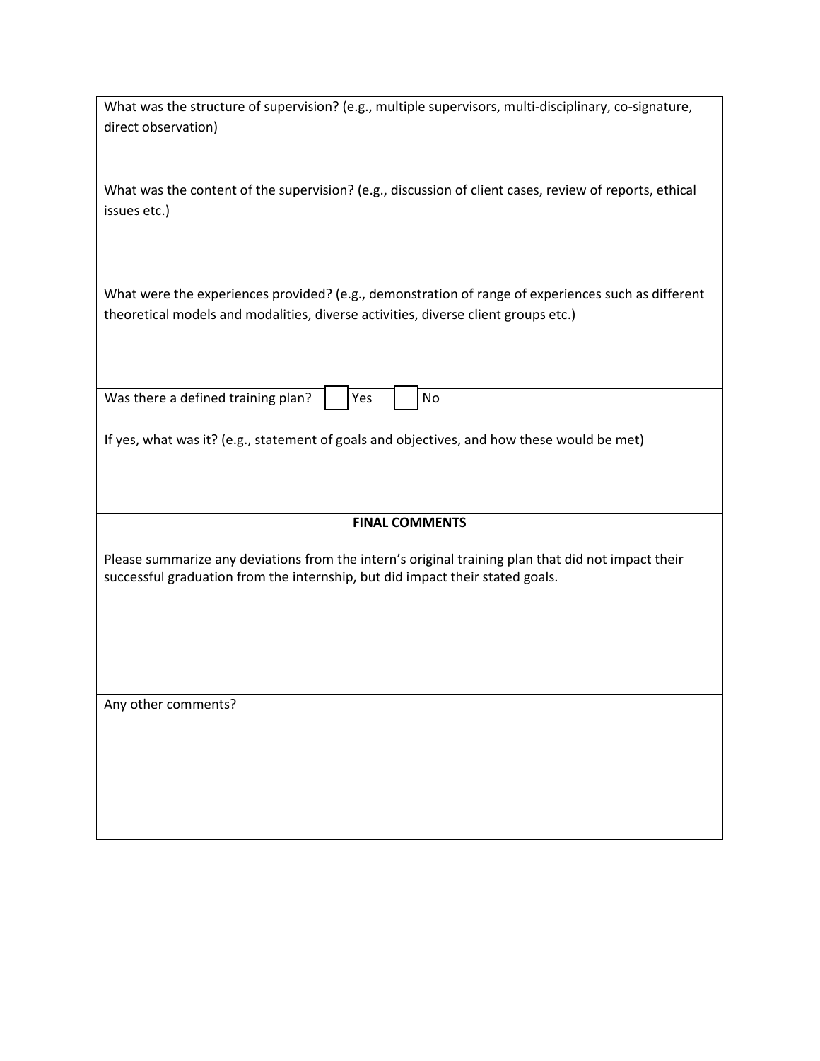| |
|---|
| What was the structure of supervision? (e.g., multiple supervisors, multi-disciplinary, co-signature, direct observation) |
| What was the content of the supervision? (e.g., discussion of client cases, review of reports, ethical issues etc.) |
| What were the experiences provided? (e.g., demonstration of range of experiences such as different theoretical models and modalities, diverse activities, diverse client groups etc.) |
| Was there a defined training plan? ☐ Yes ☐ No<br><br>If yes, what was it? (e.g., statement of goals and objectives, and how these would be met) |
| **FINAL COMMENTS** |
| Please summarize any deviations from the intern's original training plan that did not impact their successful graduation from the internship, but did impact their stated goals. |
| Any other comments? |